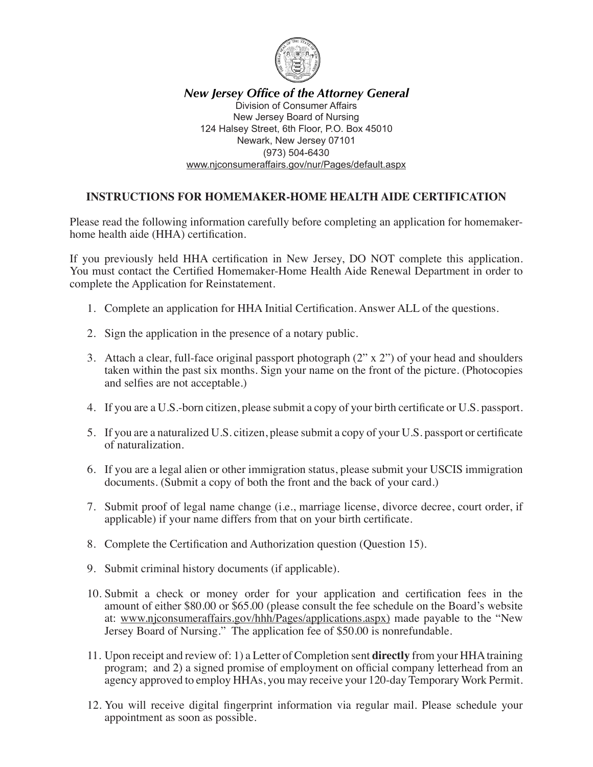***New Jersey Office of the Attorney General***

Division of Consumer Affairs
New Jersey Board of Nursing
124 Halsey Street, 6th Floor, P.O. Box 45010
Newark, New Jersey 07101
(973) 504-6430
www.njconsumeraffairs.gov/nur/Pages/default.aspx

## INSTRUCTIONS FOR HOMEMAKER-HOME HEALTH AIDE CERTIFICATION

Please read the following information carefully before completing an application for homemaker-home health aide (HHA) certification.

If you previously held HHA certification in New Jersey, DO NOT complete this application. You must contact the Certified Homemaker-Home Health Aide Renewal Department in order to complete the Application for Reinstatement.

1. Complete an application for HHA Initial Certification. Answer ALL of the questions.
2. Sign the application in the presence of a notary public.
3. Attach a clear, full-face original passport photograph (2" x 2") of your head and shoulders taken within the past six months. Sign your name on the front of the picture. (Photocopies and selfies are not acceptable.)
4. If you are a U.S.-born citizen, please submit a copy of your birth certificate or U.S. passport.
5. If you are a naturalized U.S. citizen, please submit a copy of your U.S. passport or certificate of naturalization.
6. If you are a legal alien or other immigration status, please submit your USCIS immigration documents. (Submit a copy of both the front and the back of your card.)
7. Submit proof of legal name change (i.e., marriage license, divorce decree, court order, if applicable) if your name differs from that on your birth certificate.
8. Complete the Certification and Authorization question (Question 15).
9. Submit criminal history documents (if applicable).
10. Submit a check or money order for your application and certification fees in the amount of either $80.00 or $65.00 (please consult the fee schedule on the Board's website at: www.njconsumeraffairs.gov/hhh/Pages/applications.aspx) made payable to the "New Jersey Board of Nursing." The application fee of $50.00 is nonrefundable.
11. Upon receipt and review of: 1) a Letter of Completion sent **directly** from your HHA training program; and 2) a signed promise of employment on official company letterhead from an agency approved to employ HHAs, you may receive your 120-day Temporary Work Permit.
12. You will receive digital fingerprint information via regular mail. Please schedule your appointment as soon as possible.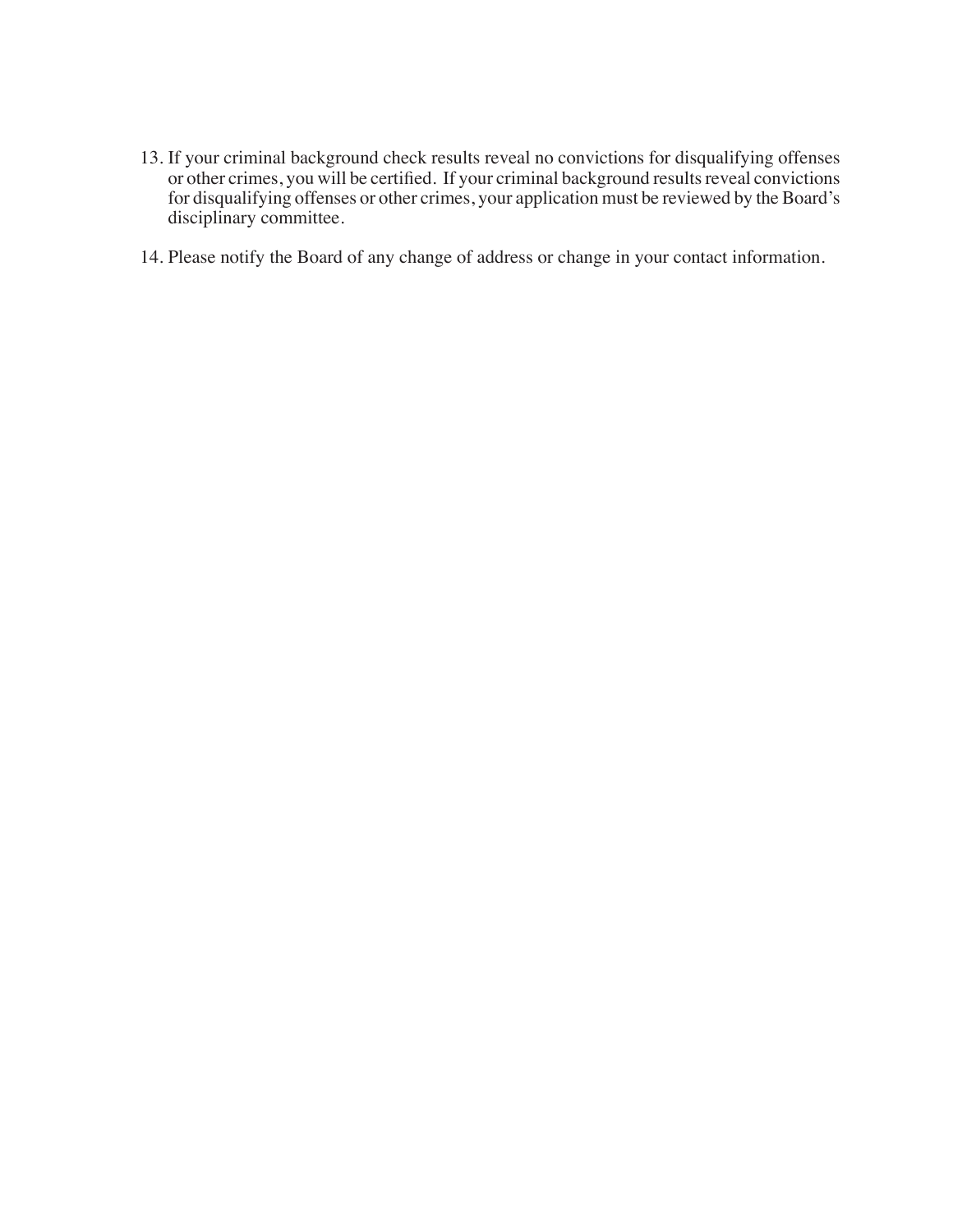13. If your criminal background check results reveal no convictions for disqualifying offenses or other crimes, you will be certified. If your criminal background results reveal convictions for disqualifying offenses or other crimes, your application must be reviewed by the Board's disciplinary committee.

14. Please notify the Board of any change of address or change in your contact information.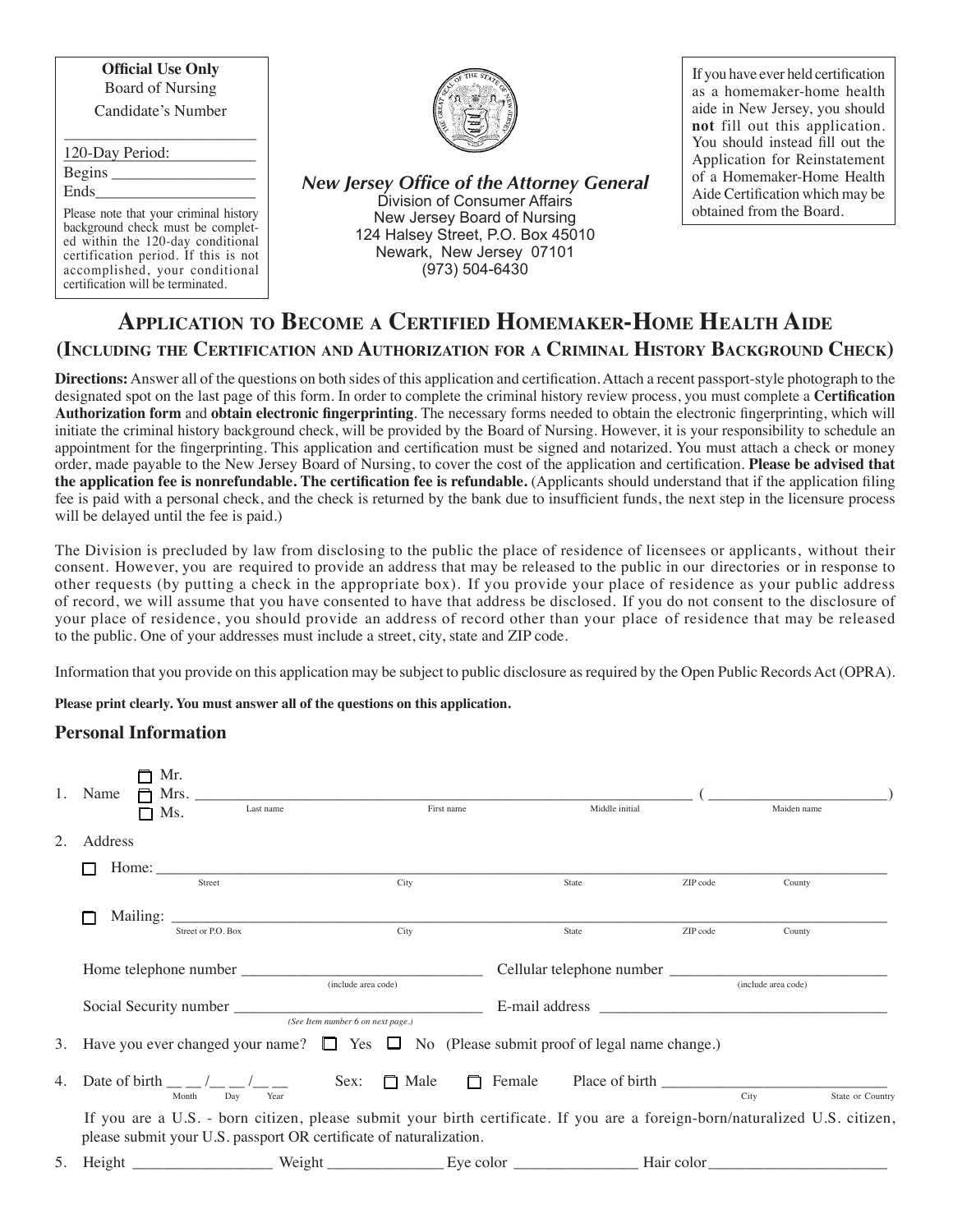**Official Use Only**
Board of Nursing
Candidate's Number

\_\_\_\_\_\_\_\_\_\_\_\_\_\_\_\_\_\_\_\_\_\_\_\_

120-Day Period: \_\_\_\_\_\_\_\_\_\_

Begins \_\_\_\_\_\_\_\_\_\_\_\_\_\_\_\_\_

Ends\_\_\_\_\_\_\_\_\_\_\_\_\_\_\_\_\_\_\_

Please note that your criminal history background check must be completed within the 120-day conditional certification period. If this is not accomplished, your conditional certification will be terminated.

***New Jersey Office of the Attorney General***
Division of Consumer Affairs
New Jersey Board of Nursing
124 Halsey Street, P.O. Box 45010
Newark, New Jersey 07101
(973) 504-6430

If you have ever held certification as a homemaker-home health aide in New Jersey, you should **not** fill out this application. You should instead fill out the Application for Reinstatement of a Homemaker-Home Health Aide Certification which may be obtained from the Board.

# Application to Become a Certified Homemaker-Home Health Aide

## (Including the Certification and Authorization for a Criminal History Background Check)

**Directions:** Answer all of the questions on both sides of this application and certification. Attach a recent passport-style photograph to the designated spot on the last page of this form. In order to complete the criminal history review process, you must complete a **Certification Authorization form** and **obtain electronic fingerprinting**. The necessary forms needed to obtain the electronic fingerprinting, which will initiate the criminal history background check, will be provided by the Board of Nursing. However, it is your responsibility to schedule an appointment for the fingerprinting. This application and certification must be signed and notarized. You must attach a check or money order, made payable to the New Jersey Board of Nursing, to cover the cost of the application and certification. **Please be advised that the application fee is nonrefundable. The certification fee is refundable.** (Applicants should understand that if the application filing fee is paid with a personal check, and the check is returned by the bank due to insufficient funds, the next step in the licensure process will be delayed until the fee is paid.)

The Division is precluded by law from disclosing to the public the place of residence of licensees or applicants, without their consent. However, you are required to provide an address that may be released to the public in our directories or in response to other requests (by putting a check in the appropriate box). If you provide your place of residence as your public address of record, we will assume that you have consented to have that address be disclosed. If you do not consent to the disclosure of your place of residence, you should provide an address of record other than your place of residence that may be released to the public. One of your addresses must include a street, city, state and ZIP code.

Information that you provide on this application may be subject to public disclosure as required by the Open Public Records Act (OPRA).

**Please print clearly. You must answer all of the questions on this application.**

### Personal Information

1. Name ☐ Mr. ☐ Mrs. ☐ Ms. \_\_\_\_\_\_\_\_\_\_\_\_\_\_\_\_\_\_\_\_\_\_\_\_\_\_\_\_\_\_\_\_\_\_\_\_\_\_\_\_\_\_\_\_\_\_\_\_\_\_\_\_\_\_\_\_ ( \_\_\_\_\_\_\_\_\_\_\_\_\_\_\_\_\_\_\_\_\_\_\_\_ )
   Last name / First name / Middle initial / Maiden name

2. Address

   ☐ Home: \_\_\_\_\_\_\_\_\_\_\_\_\_\_\_\_\_\_\_\_\_\_\_\_\_\_\_\_\_\_\_\_\_\_\_\_\_\_\_\_\_\_\_\_\_\_\_\_\_\_\_\_\_\_\_\_\_\_\_\_\_\_\_\_\_\_\_\_\_\_\_\_\_\_\_\_
   Street / City / State / ZIP code / County

   ☐ Mailing: \_\_\_\_\_\_\_\_\_\_\_\_\_\_\_\_\_\_\_\_\_\_\_\_\_\_\_\_\_\_\_\_\_\_\_\_\_\_\_\_\_\_\_\_\_\_\_\_\_\_\_\_\_\_\_\_\_\_\_\_\_\_\_\_\_\_\_\_\_\_\_\_\_\_
   Street or P.O. Box / City / State / ZIP code / County

   Home telephone number \_\_\_\_\_\_\_\_\_\_\_\_\_\_\_\_\_\_\_\_\_\_\_\_\_\_\_\_\_\_ (include area code)    Cellular telephone number \_\_\_\_\_\_\_\_\_\_\_\_\_\_\_\_\_\_\_\_\_\_\_\_\_\_\_ (include area code)

   Social Security number \_\_\_\_\_\_\_\_\_\_\_\_\_\_\_\_\_\_\_\_\_\_\_\_\_\_\_\_\_\_\_\_\_ *(See Item number 6 on next page.)*    E-mail address \_\_\_\_\_\_\_\_\_\_\_\_\_\_\_\_\_\_\_\_\_\_\_\_\_\_\_\_\_\_\_\_\_\_\_\_\_\_\_

3. Have you ever changed your name? ☐ Yes ☐ No (Please submit proof of legal name change.)

4. Date of birth \_\_ \_\_ /\_\_ \_\_ /\_\_ \_\_ (Month / Day / Year)    Sex: ☐ Male ☐ Female    Place of birth \_\_\_\_\_\_\_\_\_\_\_\_\_\_\_\_\_\_\_\_\_\_\_\_\_\_\_\_\_\_ (City / State or Country)

   If you are a U.S. - born citizen, please submit your birth certificate. If you are a foreign-born/naturalized U.S. citizen, please submit your U.S. passport OR certificate of naturalization.

5. Height \_\_\_\_\_\_\_\_\_\_\_\_\_\_\_\_\_ Weight \_\_\_\_\_\_\_\_\_\_\_\_\_\_ Eye color \_\_\_\_\_\_\_\_\_\_\_\_\_\_\_ Hair color \_\_\_\_\_\_\_\_\_\_\_\_\_\_\_\_\_\_\_\_\_\_\_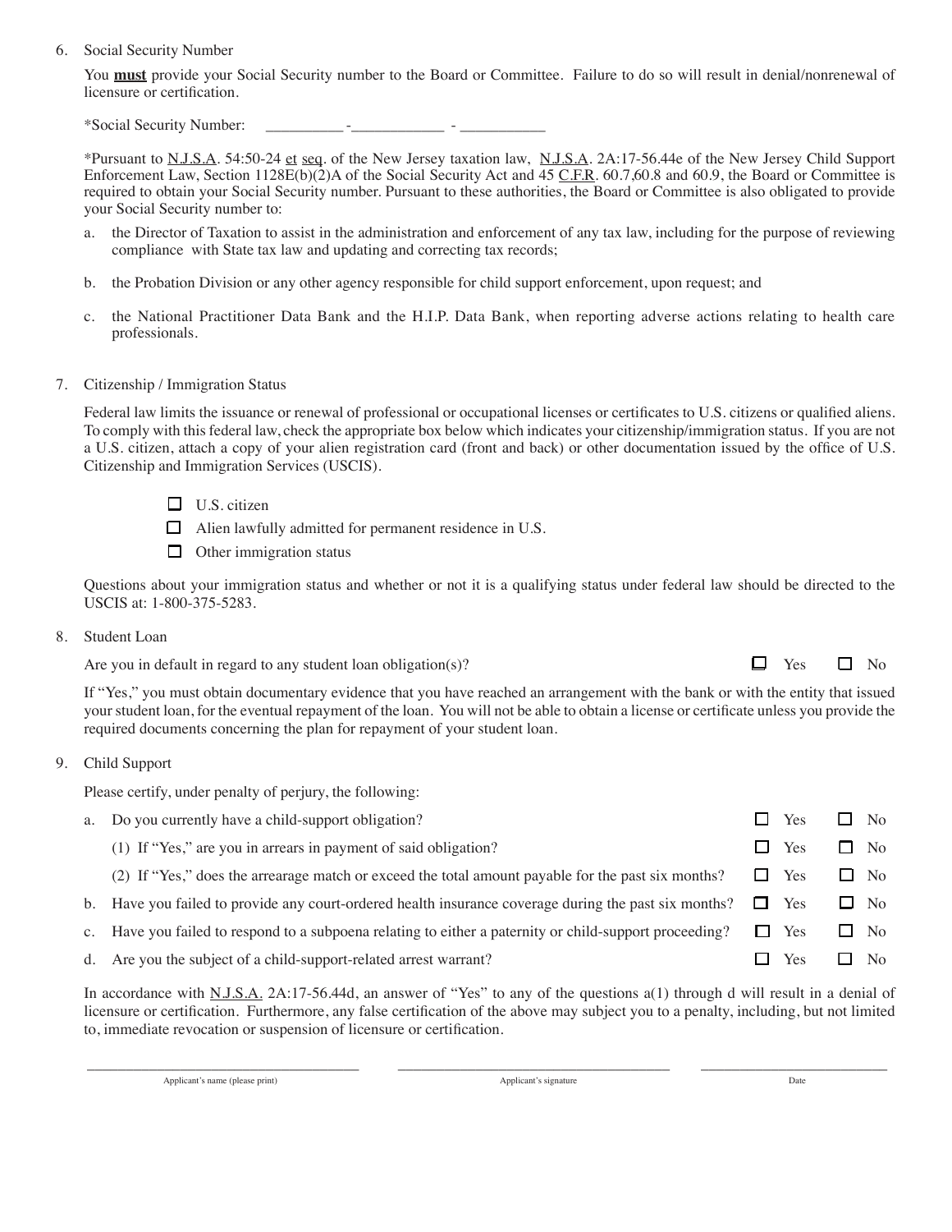6. Social Security Number

   You **must** provide your Social Security number to the Board or Committee. Failure to do so will result in denial/nonrenewal of licensure or certification.

   *Social Security Number: __________ -____________ - ___________

   *Pursuant to N.J.S.A. 54:50-24 et seq. of the New Jersey taxation law, N.J.S.A. 2A:17-56.44e of the New Jersey Child Support Enforcement Law, Section 1128E(b)(2)A of the Social Security Act and 45 C.F.R. 60.7,60.8 and 60.9, the Board or Committee is required to obtain your Social Security number. Pursuant to these authorities, the Board or Committee is also obligated to provide your Social Security number to:

   a. the Director of Taxation to assist in the administration and enforcement of any tax law, including for the purpose of reviewing compliance with State tax law and updating and correcting tax records;

   b. the Probation Division or any other agency responsible for child support enforcement, upon request; and

   c. the National Practitioner Data Bank and the H.I.P. Data Bank, when reporting adverse actions relating to health care professionals.

7. Citizenship / Immigration Status

   Federal law limits the issuance or renewal of professional or occupational licenses or certificates to U.S. citizens or qualified aliens. To comply with this federal law, check the appropriate box below which indicates your citizenship/immigration status. If you are not a U.S. citizen, attach a copy of your alien registration card (front and back) or other documentation issued by the office of U.S. Citizenship and Immigration Services (USCIS).

   - ☐ U.S. citizen
   - ☐ Alien lawfully admitted for permanent residence in U.S.
   - ☐ Other immigration status

   Questions about your immigration status and whether or not it is a qualifying status under federal law should be directed to the USCIS at: 1-800-375-5283.

8. Student Loan

   Are you in default in regard to any student loan obligation(s)? ☐ Yes ☐ No

   If "Yes," you must obtain documentary evidence that you have reached an arrangement with the bank or with the entity that issued your student loan, for the eventual repayment of the loan. You will not be able to obtain a license or certificate unless you provide the required documents concerning the plan for repayment of your student loan.

9. Child Support

   Please certify, under penalty of perjury, the following:

   a. Do you currently have a child-support obligation? ☐ Yes ☐ No

      (1) If "Yes," are you in arrears in payment of said obligation? ☐ Yes ☐ No

      (2) If "Yes," does the arrearage match or exceed the total amount payable for the past six months? ☐ Yes ☐ No

   b. Have you failed to provide any court-ordered health insurance coverage during the past six months? ☐ Yes ☐ No

   c. Have you failed to respond to a subpoena relating to either a paternity or child-support proceeding? ☐ Yes ☐ No

   d. Are you the subject of a child-support-related arrest warrant? ☐ Yes ☐ No

   In accordance with N.J.S.A. 2A:17-56.44d, an answer of "Yes" to any of the questions a(1) through d will result in a denial of licensure or certification. Furthermore, any false certification of the above may subject you to a penalty, including, but not limited to, immediate revocation or suspension of licensure or certification.

______________________________ ______________________________ ____________________

Applicant's name (please print) | Applicant's signature | Date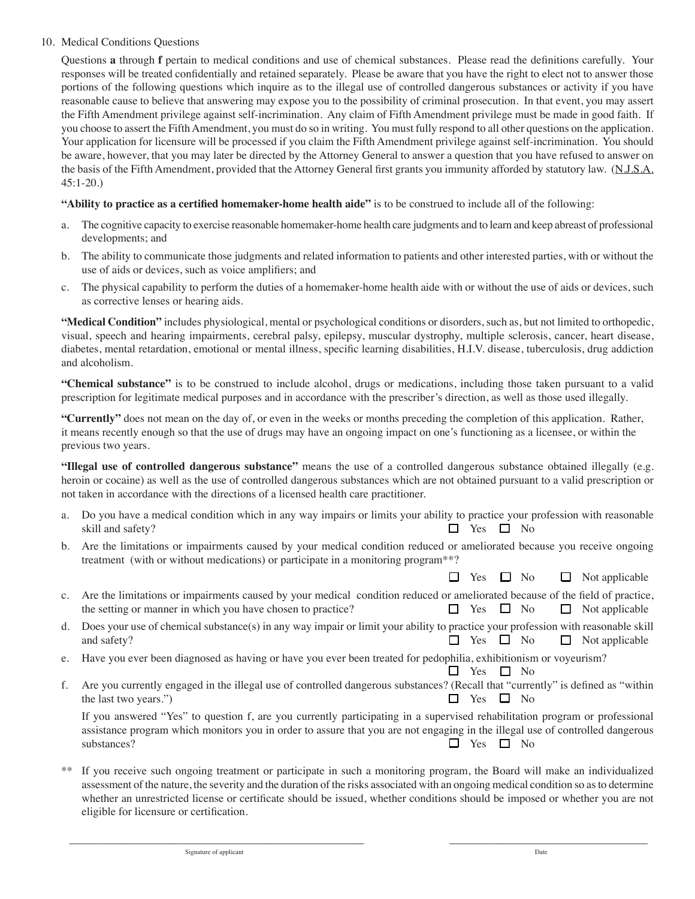10. Medical Conditions Questions

Questions **a** through **f** pertain to medical conditions and use of chemical substances. Please read the definitions carefully. Your responses will be treated confidentially and retained separately. Please be aware that you have the right to elect not to answer those portions of the following questions which inquire as to the illegal use of controlled dangerous substances or activity if you have reasonable cause to believe that answering may expose you to the possibility of criminal prosecution. In that event, you may assert the Fifth Amendment privilege against self-incrimination. Any claim of Fifth Amendment privilege must be made in good faith. If you choose to assert the Fifth Amendment, you must do so in writing. You must fully respond to all other questions on the application. Your application for licensure will be processed if you claim the Fifth Amendment privilege against self-incrimination. You should be aware, however, that you may later be directed by the Attorney General to answer a question that you have refused to answer on the basis of the Fifth Amendment, provided that the Attorney General first grants you immunity afforded by statutory law. (N.J.S.A. 45:1-20.)

**"Ability to practice as a certified homemaker-home health aide"** is to be construed to include all of the following:

a. The cognitive capacity to exercise reasonable homemaker-home health care judgments and to learn and keep abreast of professional developments; and

b. The ability to communicate those judgments and related information to patients and other interested parties, with or without the use of aids or devices, such as voice amplifiers; and

c. The physical capability to perform the duties of a homemaker-home health aide with or without the use of aids or devices, such as corrective lenses or hearing aids.

**"Medical Condition"** includes physiological, mental or psychological conditions or disorders, such as, but not limited to orthopedic, visual, speech and hearing impairments, cerebral palsy, epilepsy, muscular dystrophy, multiple sclerosis, cancer, heart disease, diabetes, mental retardation, emotional or mental illness, specific learning disabilities, H.I.V. disease, tuberculosis, drug addiction and alcoholism.

**"Chemical substance"** is to be construed to include alcohol, drugs or medications, including those taken pursuant to a valid prescription for legitimate medical purposes and in accordance with the prescriber's direction, as well as those used illegally.

**"Currently"** does not mean on the day of, or even in the weeks or months preceding the completion of this application. Rather, it means recently enough so that the use of drugs may have an ongoing impact on one's functioning as a licensee, or within the previous two years.

**"Illegal use of controlled dangerous substance"** means the use of a controlled dangerous substance obtained illegally (e.g. heroin or cocaine) as well as the use of controlled dangerous substances which are not obtained pursuant to a valid prescription or not taken in accordance with the directions of a licensed health care practitioner.

a. Do you have a medical condition which in any way impairs or limits your ability to practice your profession with reasonable skill and safety? ☐ Yes ☐ No

b. Are the limitations or impairments caused by your medical condition reduced or ameliorated because you receive ongoing treatment (with or without medications) or participate in a monitoring program**?
☐ Yes ☐ No ☐ Not applicable

c. Are the limitations or impairments caused by your medical condition reduced or ameliorated because of the field of practice, the setting or manner in which you have chosen to practice? ☐ Yes ☐ No ☐ Not applicable

d. Does your use of chemical substance(s) in any way impair or limit your ability to practice your profession with reasonable skill and safety? ☐ Yes ☐ No ☐ Not applicable

e. Have you ever been diagnosed as having or have you ever been treated for pedophilia, exhibitionism or voyeurism?
☐ Yes ☐ No

f. Are you currently engaged in the illegal use of controlled dangerous substances? (Recall that "currently" is defined as "within the last two years.") ☐ Yes ☐ No

If you answered "Yes" to question f, are you currently participating in a supervised rehabilitation program or professional assistance program which monitors you in order to assure that you are not engaging in the illegal use of controlled dangerous substances? ☐ Yes ☐ No

** If you receive such ongoing treatment or participate in such a monitoring program, the Board will make an individualized assessment of the nature, the severity and the duration of the risks associated with an ongoing medical condition so as to determine whether an unrestricted license or certificate should be issued, whether conditions should be imposed or whether you are not eligible for licensure or certification.

\_\_\_\_\_\_\_\_\_\_\_\_\_\_\_\_\_\_\_\_\_\_\_\_\_\_\_\_\_\_\_\_\_\_\_\_\_\_ \_\_\_\_\_\_\_\_\_\_\_\_\_\_\_\_\_\_\_\_\_\_\_\_\_\_\_\_\_\_\_\_

Signature of applicant Date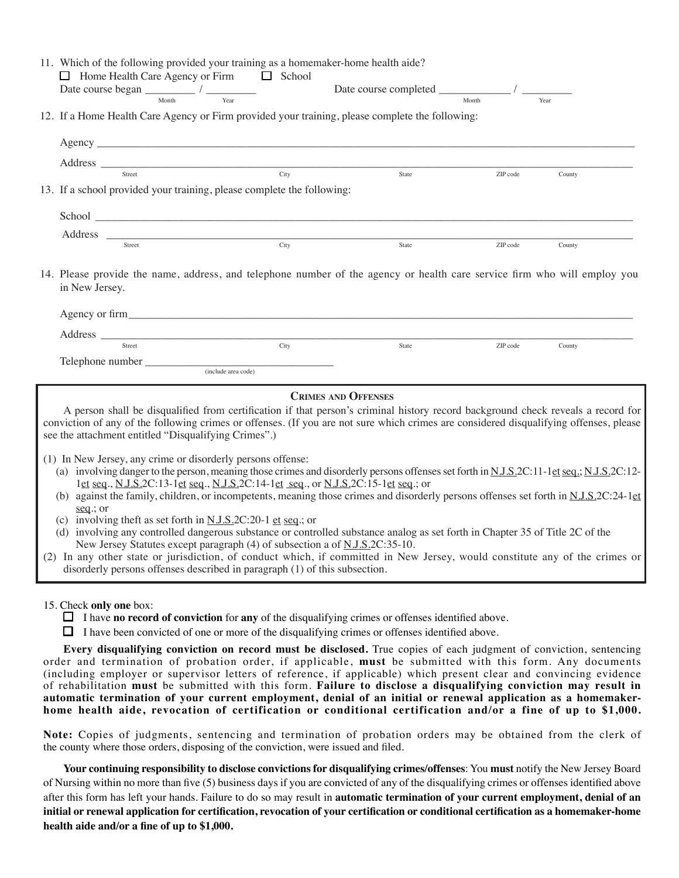11. Which of the following provided your training as a homemaker-home health aide?

☐ Home Health Care Agency or Firm ☐ School

Date course began _________ / _________ (Month / Year) Date course completed _____________ / _________ (Month / Year)

12. If a Home Health Care Agency or Firm provided your training, please complete the following:

Agency ______________________________________________________________________________

Address ______________________________________________________________________________
Street City State ZIP code County

13. If a school provided your training, please complete the following:

School ______________________________________________________________________________

Address ______________________________________________________________________________
Street City State ZIP code County

14. Please provide the name, address, and telephone number of the agency or health care service firm who will employ you in New Jersey.

Agency or firm________________________________________________________________________

Address ______________________________________________________________________________
Street City State ZIP code County

Telephone number ________________________________ (include area code)

## Crimes and Offenses

A person shall be disqualified from certification if that person's criminal history record background check reveals a record for conviction of any of the following crimes or offenses. (If you are not sure which crimes are considered disqualifying offenses, please see the attachment entitled "Disqualifying Crimes".)

(1) In New Jersey, any crime or disorderly persons offense:
  - (a) involving danger to the person, meaning those crimes and disorderly persons offenses set forth in N.J.S.2C:11-1et seq.; N.J.S.2C:12-1et seq., N.J.S.2C:13-1et seq., N.J.S.2C:14-1et seq., or N.J.S.2C:15-1et seq.; or
  - (b) against the family, children, or incompetents, meaning those crimes and disorderly persons offenses set forth in N.J.S.2C:24-1et seq.; or
  - (c) involving theft as set forth in N.J.S.2C:20-1 et seq.; or
  - (d) involving any controlled dangerous substance or controlled substance analog as set forth in Chapter 35 of Title 2C of the New Jersey Statutes except paragraph (4) of subsection a of N.J.S.2C:35-10.

(2) In any other state or jurisdiction, of conduct which, if committed in New Jersey, would constitute any of the crimes or disorderly persons offenses described in paragraph (1) of this subsection.

15. Check **only one** box:

☐ I have **no record of conviction** for **any** of the disqualifying crimes or offenses identified above.

☐ I have been convicted of one or more of the disqualifying crimes or offenses identified above.

**Every disqualifying conviction on record must be disclosed.** True copies of each judgment of conviction, sentencing order and termination of probation order, if applicable, **must** be submitted with this form. Any documents (including employer or supervisor letters of reference, if applicable) which present clear and convincing evidence of rehabilitation **must** be submitted with this form. **Failure to disclose a disqualifying conviction may result in automatic termination of your current employment, denial of an initial or renewal application as a homemaker-home health aide, revocation of certification or conditional certification and/or a fine of up to $1,000.**

**Note:** Copies of judgments, sentencing and termination of probation orders may be obtained from the clerk of the county where those orders, disposing of the conviction, were issued and filed.

**Your continuing responsibility to disclose convictions for disqualifying crimes/offenses**: You **must** notify the New Jersey Board of Nursing within no more than five (5) business days if you are convicted of any of the disqualifying crimes or offenses identified above after this form has left your hands. Failure to do so may result in **automatic termination of your current employment, denial of an initial or renewal application for certification, revocation of your certification or conditional certification as a homemaker-home health aide and/or a fine of up to $1,000.**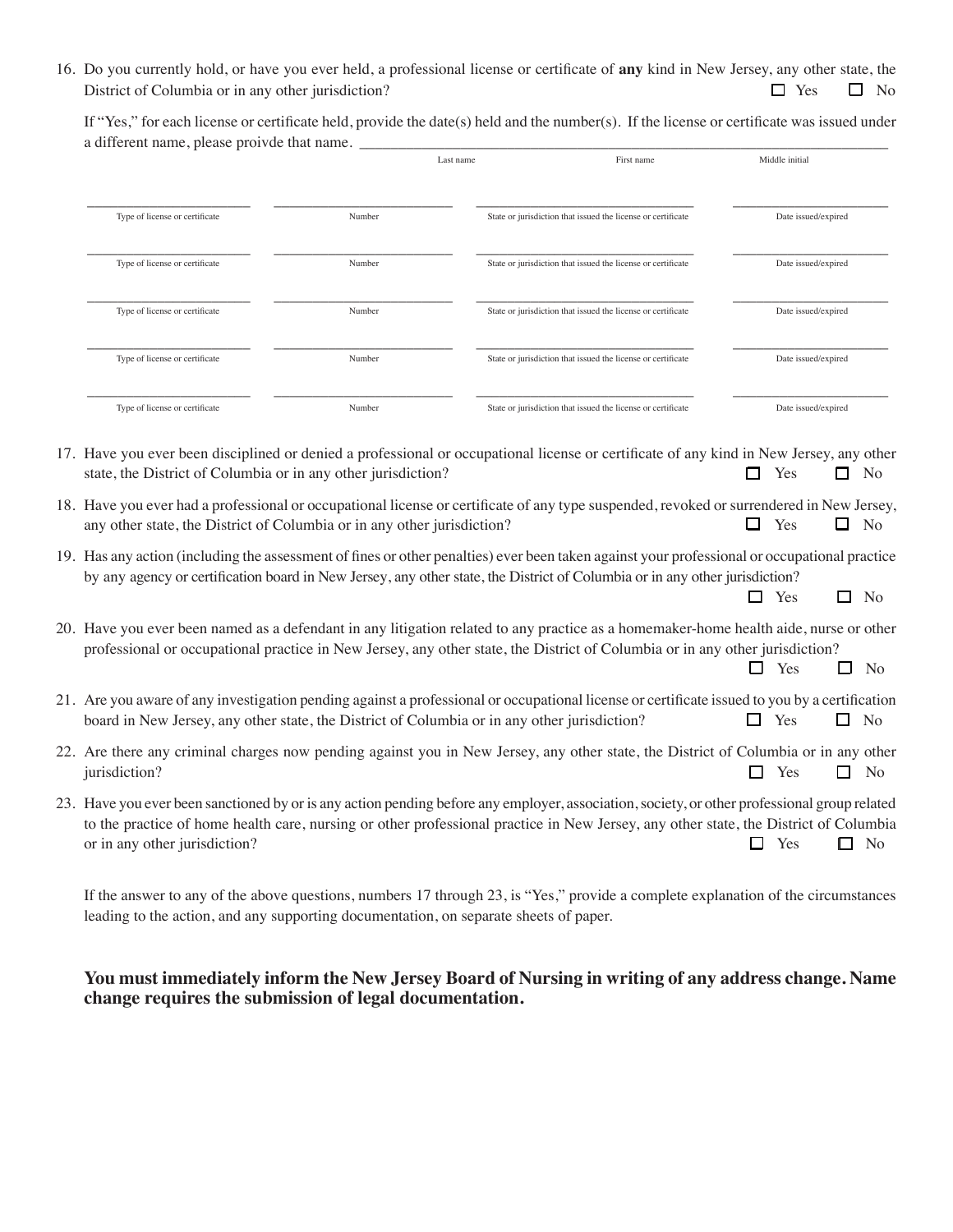16. Do you currently hold, or have you ever held, a professional license or certificate of **any** kind in New Jersey, any other state, the District of Columbia or in any other jurisdiction? ☐ Yes ☐ No

If "Yes," for each license or certificate held, provide the date(s) held and the number(s). If the license or certificate was issued under a different name, please proivde that name. ______________________________________________

| Last name | First name | Middle initial |
|---|---|---|
| | | |

| Type of license or certificate | Number | State or jurisdiction that issued the license or certificate | Date issued/expired |
|---|---|---|---|
| | | | |
| | | | |
| | | | |
| | | | |
| | | | |

17. Have you ever been disciplined or denied a professional or occupational license or certificate of any kind in New Jersey, any other state, the District of Columbia or in any other jurisdiction? ☐ Yes ☐ No

18. Have you ever had a professional or occupational license or certificate of any type suspended, revoked or surrendered in New Jersey, any other state, the District of Columbia or in any other jurisdiction? ☐ Yes ☐ No

19. Has any action (including the assessment of fines or other penalties) ever been taken against your professional or occupational practice by any agency or certification board in New Jersey, any other state, the District of Columbia or in any other jurisdiction? ☐ Yes ☐ No

20. Have you ever been named as a defendant in any litigation related to any practice as a homemaker-home health aide, nurse or other professional or occupational practice in New Jersey, any other state, the District of Columbia or in any other jurisdiction? ☐ Yes ☐ No

21. Are you aware of any investigation pending against a professional or occupational license or certificate issued to you by a certification board in New Jersey, any other state, the District of Columbia or in any other jurisdiction? ☐ Yes ☐ No

22. Are there any criminal charges now pending against you in New Jersey, any other state, the District of Columbia or in any other jurisdiction? ☐ Yes ☐ No

23. Have you ever been sanctioned by or is any action pending before any employer, association, society, or other professional group related to the practice of home health care, nursing or other professional practice in New Jersey, any other state, the District of Columbia or in any other jurisdiction? ☐ Yes ☐ No

If the answer to any of the above questions, numbers 17 through 23, is "Yes," provide a complete explanation of the circumstances leading to the action, and any supporting documentation, on separate sheets of paper.

**You must immediately inform the New Jersey Board of Nursing in writing of any address change. Name change requires the submission of legal documentation.**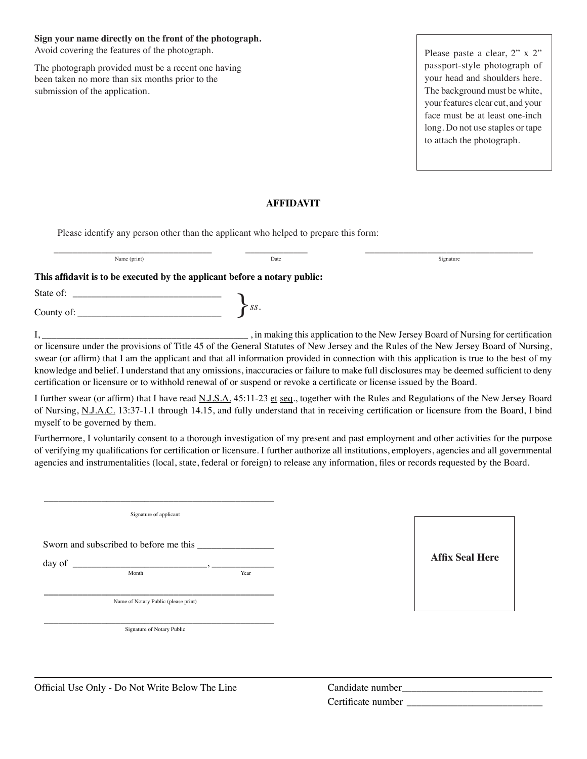**Sign your name directly on the front of the photograph.**
Avoid covering the features of the photograph.

The photograph provided must be a recent one having been taken no more than six months prior to the submission of the application.

Please paste a clear, 2" x 2" passport-style photograph of your head and shoulders here. The background must be white, your features clear cut, and your face must be at least one-inch long. Do not use staples or tape to attach the photograph.

## AFFIDAVIT

Please identify any person other than the applicant who helped to prepare this form:

\_\_\_\_\_\_\_\_\_\_\_\_\_\_\_\_\_\_\_\_\_\_\_\_\_\_\_\_\_\_\_\_ Name (print) \_\_\_\_\_\_\_\_\_\_\_\_ Date \_\_\_\_\_\_\_\_\_\_\_\_\_\_\_\_\_\_\_\_\_\_\_\_\_\_\_\_\_\_\_\_\_\_ Signature

**This affidavit is to be executed by the applicant before a notary public:**

State of: \_\_\_\_\_\_\_\_\_\_\_\_\_\_\_\_\_\_\_\_\_\_\_\_\_\_\_\_\_\_

County of: \_\_\_\_\_\_\_\_\_\_\_\_\_\_\_\_\_\_\_\_\_\_\_\_\_\_\_\_\_ } *ss.*

I, \_\_\_\_\_\_\_\_\_\_\_\_\_\_\_\_\_\_\_\_\_\_\_\_\_\_\_\_\_\_\_\_\_\_\_\_\_\_\_\_\_\_ , in making this application to the New Jersey Board of Nursing for certification or licensure under the provisions of Title 45 of the General Statutes of New Jersey and the Rules of the New Jersey Board of Nursing, swear (or affirm) that I am the applicant and that all information provided in connection with this application is true to the best of my knowledge and belief. I understand that any omissions, inaccuracies or failure to make full disclosures may be deemed sufficient to deny certification or licensure or to withhold renewal of or suspend or revoke a certificate or license issued by the Board.

I further swear (or affirm) that I have read N.J.S.A. 45:11-23 et seq., together with the Rules and Regulations of the New Jersey Board of Nursing, N.J.A.C. 13:37-1.1 through 14.15, and fully understand that in receiving certification or licensure from the Board, I bind myself to be governed by them.

Furthermore, I voluntarily consent to a thorough investigation of my present and past employment and other activities for the purpose of verifying my qualifications for certification or licensure. I further authorize all institutions, employers, agencies and all governmental agencies and instrumentalities (local, state, federal or foreign) to release any information, files or records requested by the Board.

\_\_\_\_\_\_\_\_\_\_\_\_\_\_\_\_\_\_\_\_\_\_\_\_\_\_\_\_\_\_\_\_\_\_\_\_\_\_\_\_\_\_\_\_
Signature of applicant

Sworn and subscribed to before me this \_\_\_\_\_\_\_\_\_\_\_\_\_\_\_

day of \_\_\_\_\_\_\_\_\_\_\_\_\_\_\_\_\_\_\_\_\_\_\_\_\_\_\_, \_\_\_\_\_\_\_\_\_\_\_\_
Month Year

\_\_\_\_\_\_\_\_\_\_\_\_\_\_\_\_\_\_\_\_\_\_\_\_\_\_\_\_\_\_\_\_\_\_\_\_\_\_\_\_\_\_\_\_
Name of Notary Public (please print)

\_\_\_\_\_\_\_\_\_\_\_\_\_\_\_\_\_\_\_\_\_\_\_\_\_\_\_\_\_\_\_\_\_\_\_\_\_\_\_\_\_\_\_\_
Signature of Notary Public

**Affix Seal Here**

---

Official Use Only - Do Not Write Below The Line

Candidate number\_\_\_\_\_\_\_\_\_\_\_\_\_\_\_\_\_\_\_\_\_\_\_\_\_\_\_

Certificate number \_\_\_\_\_\_\_\_\_\_\_\_\_\_\_\_\_\_\_\_\_\_\_\_\_\_\_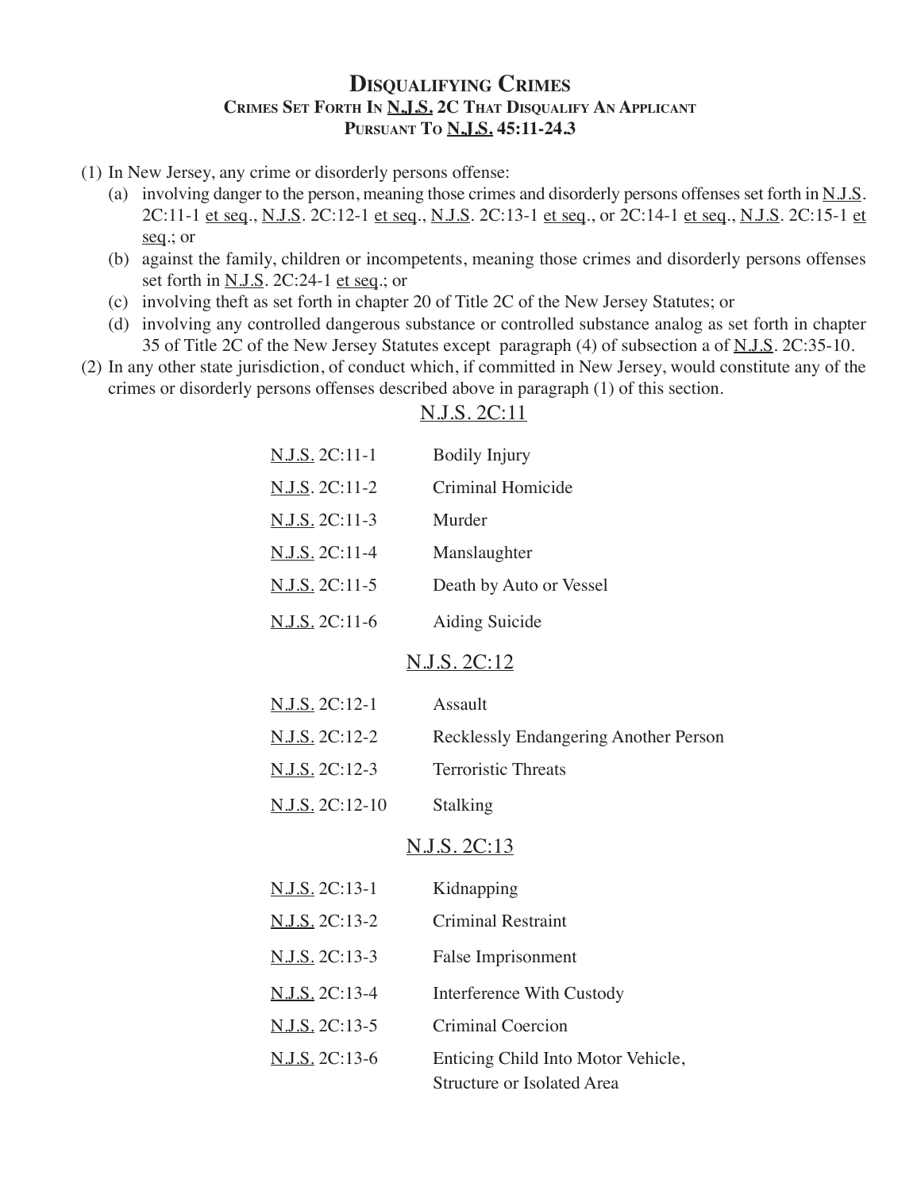# Disqualifying Crimes

## Crimes Set Forth In N.J.S. 2C That Disqualify An Applicant Pursuant To N.J.S. 45:11-24.3

(1) In New Jersey, any crime or disorderly persons offense:

- (a) involving danger to the person, meaning those crimes and disorderly persons offenses set forth in N.J.S. 2C:11-1 et seq., N.J.S. 2C:12-1 et seq., N.J.S. 2C:13-1 et seq., or 2C:14-1 et seq., N.J.S. 2C:15-1 et seq.; or
- (b) against the family, children or incompetents, meaning those crimes and disorderly persons offenses set forth in N.J.S. 2C:24-1 et seq.; or
- (c) involving theft as set forth in chapter 20 of Title 2C of the New Jersey Statutes; or
- (d) involving any controlled dangerous substance or controlled substance analog as set forth in chapter 35 of Title 2C of the New Jersey Statutes except paragraph (4) of subsection a of N.J.S. 2C:35-10.

(2) In any other state jurisdiction, of conduct which, if committed in New Jersey, would constitute any of the crimes or disorderly persons offenses described above in paragraph (1) of this section.

### N.J.S. 2C:11

| | |
|---|---|
| N.J.S. 2C:11-1 | Bodily Injury |
| N.J.S. 2C:11-2 | Criminal Homicide |
| N.J.S. 2C:11-3 | Murder |
| N.J.S. 2C:11-4 | Manslaughter |
| N.J.S. 2C:11-5 | Death by Auto or Vessel |
| N.J.S. 2C:11-6 | Aiding Suicide |

### N.J.S. 2C:12

| | |
|---|---|
| N.J.S. 2C:12-1 | Assault |
| N.J.S. 2C:12-2 | Recklessly Endangering Another Person |
| N.J.S. 2C:12-3 | Terroristic Threats |
| N.J.S. 2C:12-10 | Stalking |

### N.J.S. 2C:13

| | |
|---|---|
| N.J.S. 2C:13-1 | Kidnapping |
| N.J.S. 2C:13-2 | Criminal Restraint |
| N.J.S. 2C:13-3 | False Imprisonment |
| N.J.S. 2C:13-4 | Interference With Custody |
| N.J.S. 2C:13-5 | Criminal Coercion |
| N.J.S. 2C:13-6 | Enticing Child Into Motor Vehicle, Structure or Isolated Area |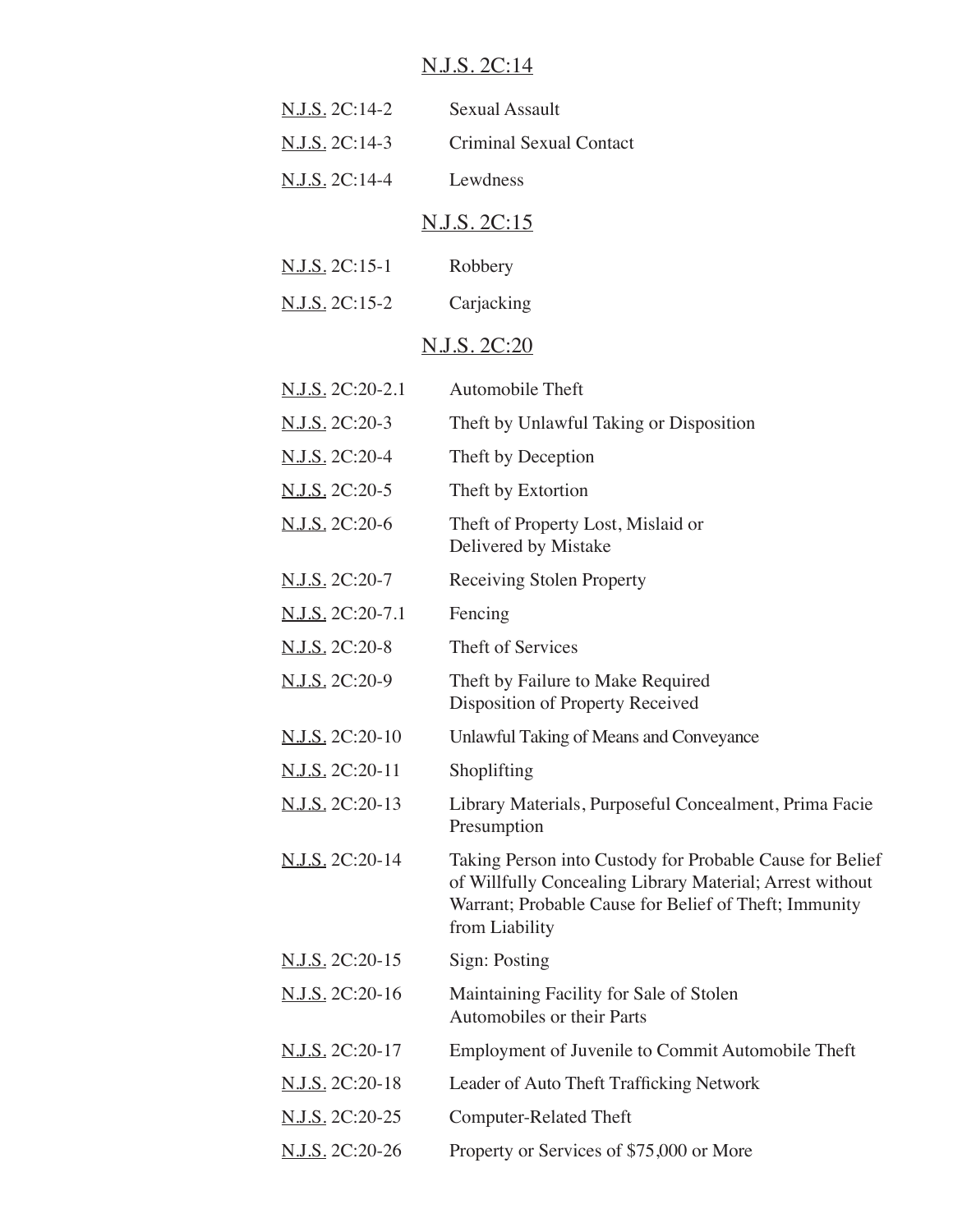## N.J.S. 2C:14

| | |
|---|---|
| N.J.S. 2C:14-2 | Sexual Assault |
| N.J.S. 2C:14-3 | Criminal Sexual Contact |
| N.J.S. 2C:14-4 | Lewdness |

## N.J.S. 2C:15

| | |
|---|---|
| N.J.S. 2C:15-1 | Robbery |
| N.J.S. 2C:15-2 | Carjacking |

## N.J.S. 2C:20

| | |
|---|---|
| N.J.S. 2C:20-2.1 | Automobile Theft |
| N.J.S. 2C:20-3 | Theft by Unlawful Taking or Disposition |
| N.J.S. 2C:20-4 | Theft by Deception |
| N.J.S. 2C:20-5 | Theft by Extortion |
| N.J.S. 2C:20-6 | Theft of Property Lost, Mislaid or Delivered by Mistake |
| N.J.S. 2C:20-7 | Receiving Stolen Property |
| N.J.S. 2C:20-7.1 | Fencing |
| N.J.S. 2C:20-8 | Theft of Services |
| N.J.S. 2C:20-9 | Theft by Failure to Make Required Disposition of Property Received |
| N.J.S. 2C:20-10 | Unlawful Taking of Means and Conveyance |
| N.J.S. 2C:20-11 | Shoplifting |
| N.J.S. 2C:20-13 | Library Materials, Purposeful Concealment, Prima Facie Presumption |
| N.J.S. 2C:20-14 | Taking Person into Custody for Probable Cause for Belief of Willfully Concealing Library Material; Arrest without Warrant; Probable Cause for Belief of Theft; Immunity from Liability |
| N.J.S. 2C:20-15 | Sign: Posting |
| N.J.S. 2C:20-16 | Maintaining Facility for Sale of Stolen Automobiles or their Parts |
| N.J.S. 2C:20-17 | Employment of Juvenile to Commit Automobile Theft |
| N.J.S. 2C:20-18 | Leader of Auto Theft Trafficking Network |
| N.J.S. 2C:20-25 | Computer-Related Theft |
| N.J.S. 2C:20-26 | Property or Services of $75,000 or More |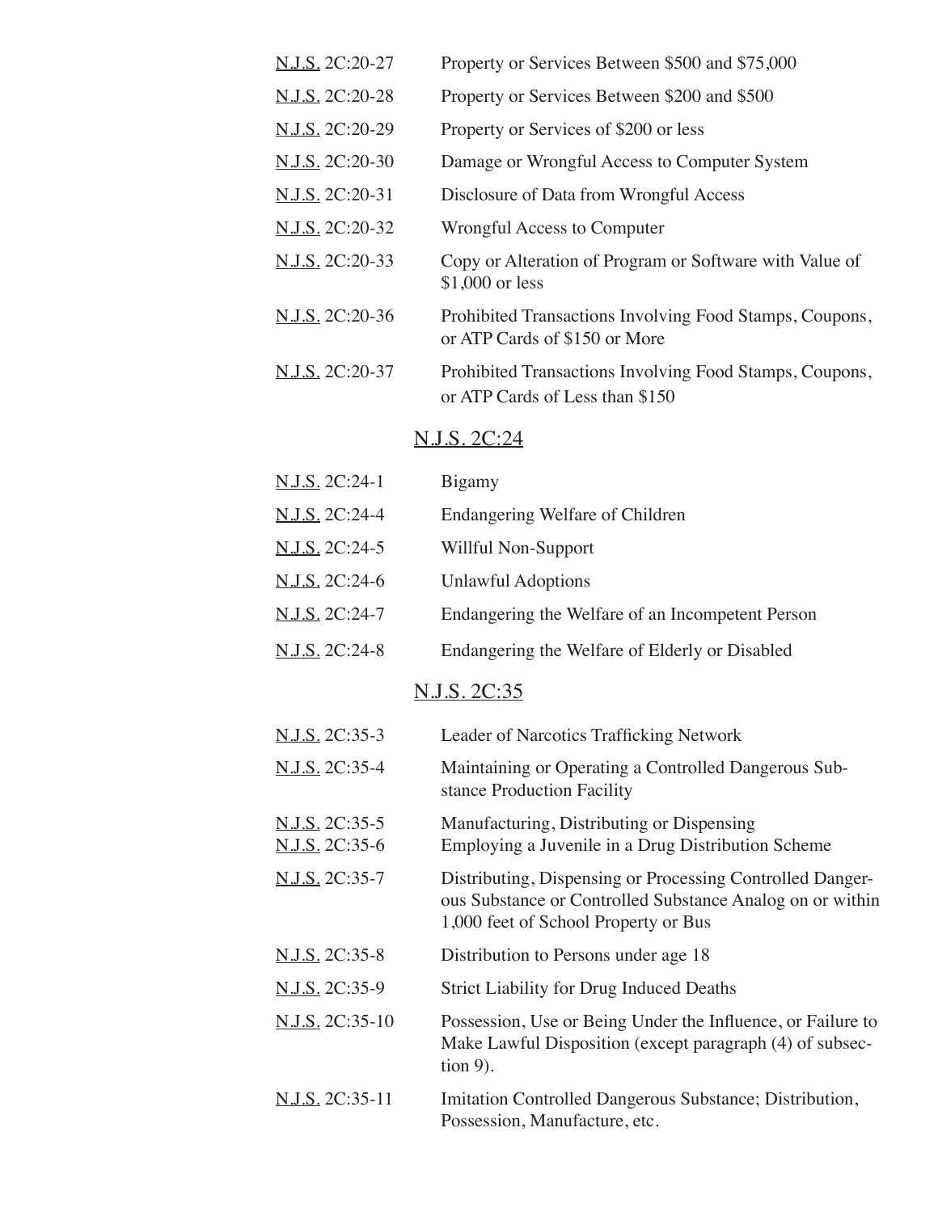| | |
|---|---|
| N.J.S. 2C:20-27 | Property or Services Between $500 and $75,000 |
| N.J.S. 2C:20-28 | Property or Services Between $200 and $500 |
| N.J.S. 2C:20-29 | Property or Services of $200 or less |
| N.J.S. 2C:20-30 | Damage or Wrongful Access to Computer System |
| N.J.S. 2C:20-31 | Disclosure of Data from Wrongful Access |
| N.J.S. 2C:20-32 | Wrongful Access to Computer |
| N.J.S. 2C:20-33 | Copy or Alteration of Program or Software with Value of $1,000 or less |
| N.J.S. 2C:20-36 | Prohibited Transactions Involving Food Stamps, Coupons, or ATP Cards of $150 or More |
| N.J.S. 2C:20-37 | Prohibited Transactions Involving Food Stamps, Coupons, or ATP Cards of Less than $150 |

## N.J.S. 2C:24

| | |
|---|---|
| N.J.S. 2C:24-1 | Bigamy |
| N.J.S. 2C:24-4 | Endangering Welfare of Children |
| N.J.S. 2C:24-5 | Willful Non-Support |
| N.J.S. 2C:24-6 | Unlawful Adoptions |
| N.J.S. 2C:24-7 | Endangering the Welfare of an Incompetent Person |
| N.J.S. 2C:24-8 | Endangering the Welfare of Elderly or Disabled |

## N.J.S. 2C:35

| | |
|---|---|
| N.J.S. 2C:35-3 | Leader of Narcotics Trafficking Network |
| N.J.S. 2C:35-4 | Maintaining or Operating a Controlled Dangerous Substance Production Facility |
| N.J.S. 2C:35-5 | Manufacturing, Distributing or Dispensing |
| N.J.S. 2C:35-6 | Employing a Juvenile in a Drug Distribution Scheme |
| N.J.S. 2C:35-7 | Distributing, Dispensing or Processing Controlled Dangerous Substance or Controlled Substance Analog on or within 1,000 feet of School Property or Bus |
| N.J.S. 2C:35-8 | Distribution to Persons under age 18 |
| N.J.S. 2C:35-9 | Strict Liability for Drug Induced Deaths |
| N.J.S. 2C:35-10 | Possession, Use or Being Under the Influence, or Failure to Make Lawful Disposition (except paragraph (4) of subsection 9). |
| N.J.S. 2C:35-11 | Imitation Controlled Dangerous Substance; Distribution, Possession, Manufacture, etc. |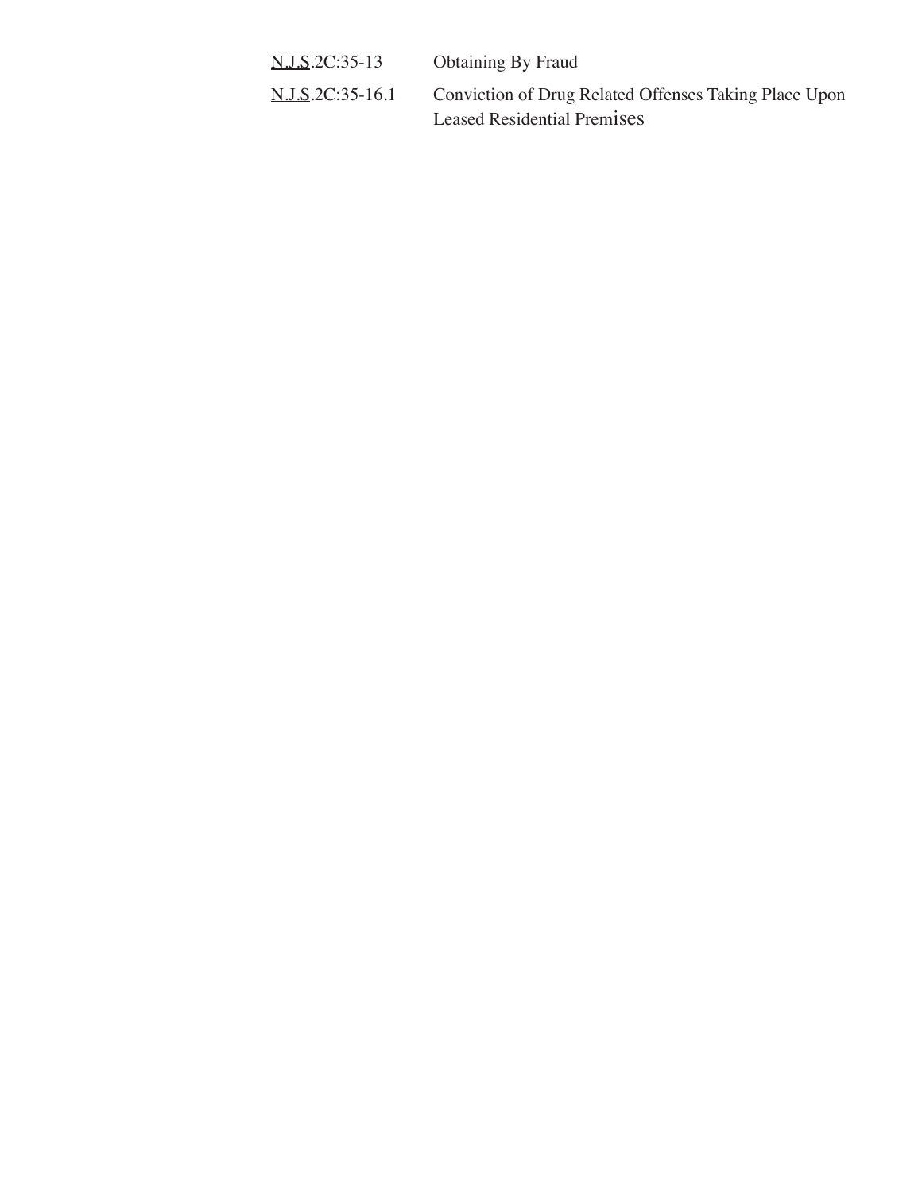| | |
|---|---|
| N.J.S.2C:35-13 | Obtaining By Fraud |
| N.J.S.2C:35-16.1 | Conviction of Drug Related Offenses Taking Place Upon Leased Residential Premises |